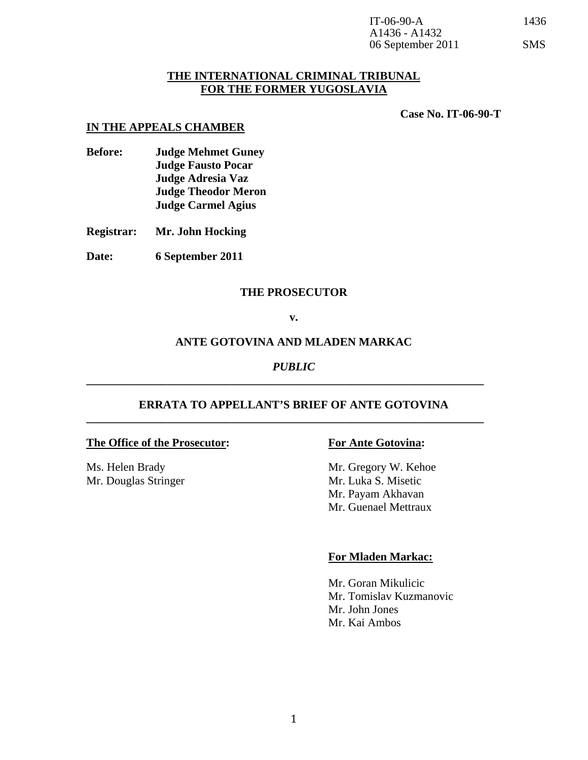IT-06-90-A 1436
A1436 - A1432
06 September 2011 SMS

**THE INTERNATIONAL CRIMINAL TRIBUNAL**
**FOR THE FORMER YUGOSLAVIA**

**Case No. IT-06-90-T**

**IN THE APPEALS CHAMBER**

**Before:** **Judge Mehmet Guney**
**Judge Fausto Pocar**
**Judge Adresia Vaz**
**Judge Theodor Meron**
**Judge Carmel Agius**

**Registrar:** **Mr. John Hocking**

**Date:** **6 September 2011**

**THE PROSECUTOR**

**v.**

**ANTE GOTOVINA AND MLADEN MARKAC**

***PUBLIC***

---

**ERRATA TO APPELLANT'S BRIEF OF ANTE GOTOVINA**

---

**The Office of the Prosecutor:**

Ms. Helen Brady
Mr. Douglas Stringer

**For Ante Gotovina:**

Mr. Gregory W. Kehoe
Mr. Luka S. Misetic
Mr. Payam Akhavan
Mr. Guenael Mettraux

**For Mladen Markac:**

Mr. Goran Mikulicic
Mr. Tomislav Kuzmanovic
Mr. John Jones
Mr. Kai Ambos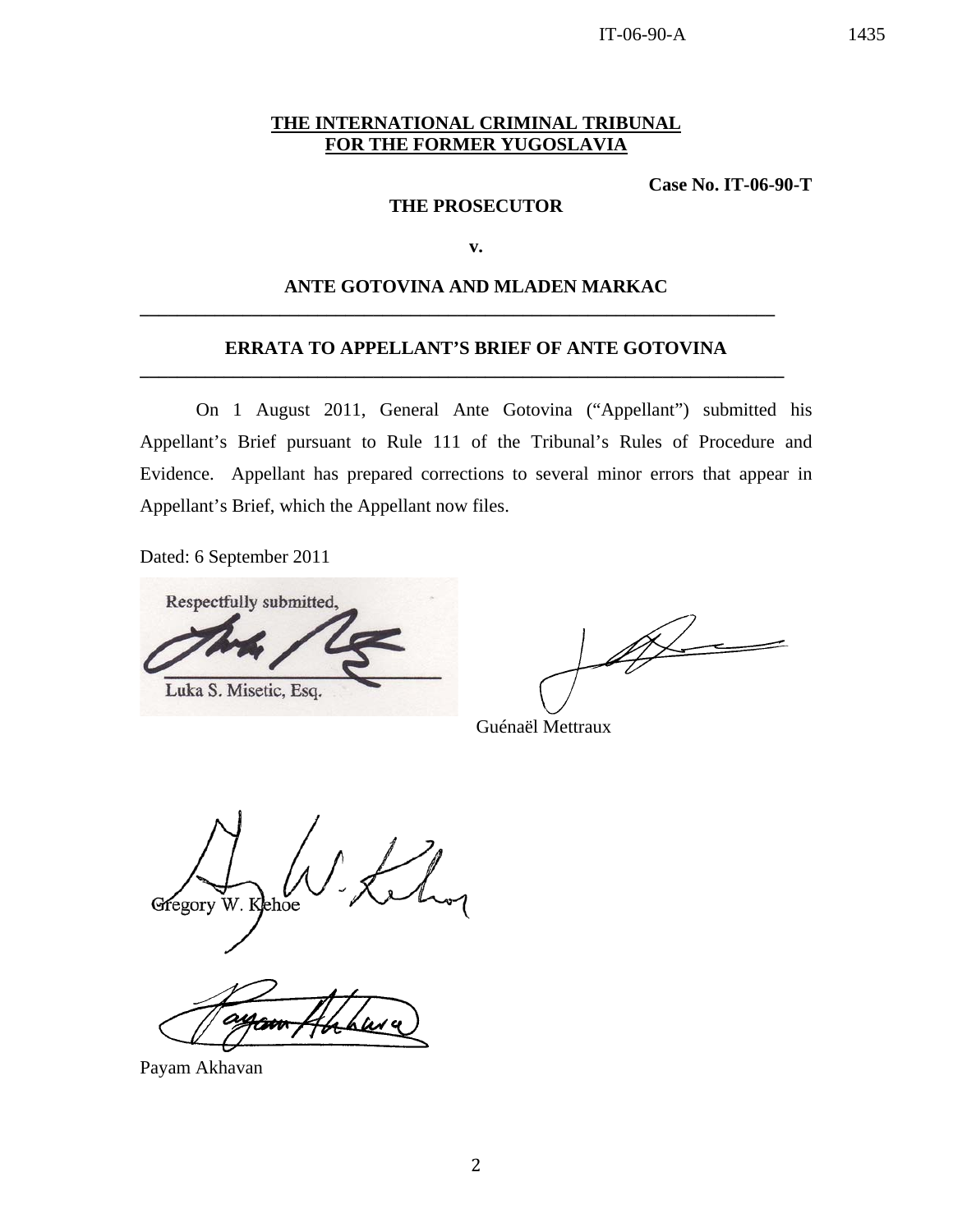**THE INTERNATIONAL CRIMINAL TRIBUNAL**
**FOR THE FORMER YUGOSLAVIA**

**Case No. IT-06-90-T**

**THE PROSECUTOR**

**v.**

**ANTE GOTOVINA AND MLADEN MARKAC**

---

**ERRATA TO APPELLANT'S BRIEF OF ANTE GOTOVINA**

---

On 1 August 2011, General Ante Gotovina ("Appellant") submitted his Appellant's Brief pursuant to Rule 111 of the Tribunal's Rules of Procedure and Evidence. Appellant has prepared corrections to several minor errors that appear in Appellant's Brief, which the Appellant now files.

Dated: 6 September 2011

Respectfully submitted,

Luka S. Misetic, Esq.

Guénaël Mettraux

Gregory W. Kehoe

Payam Akhavan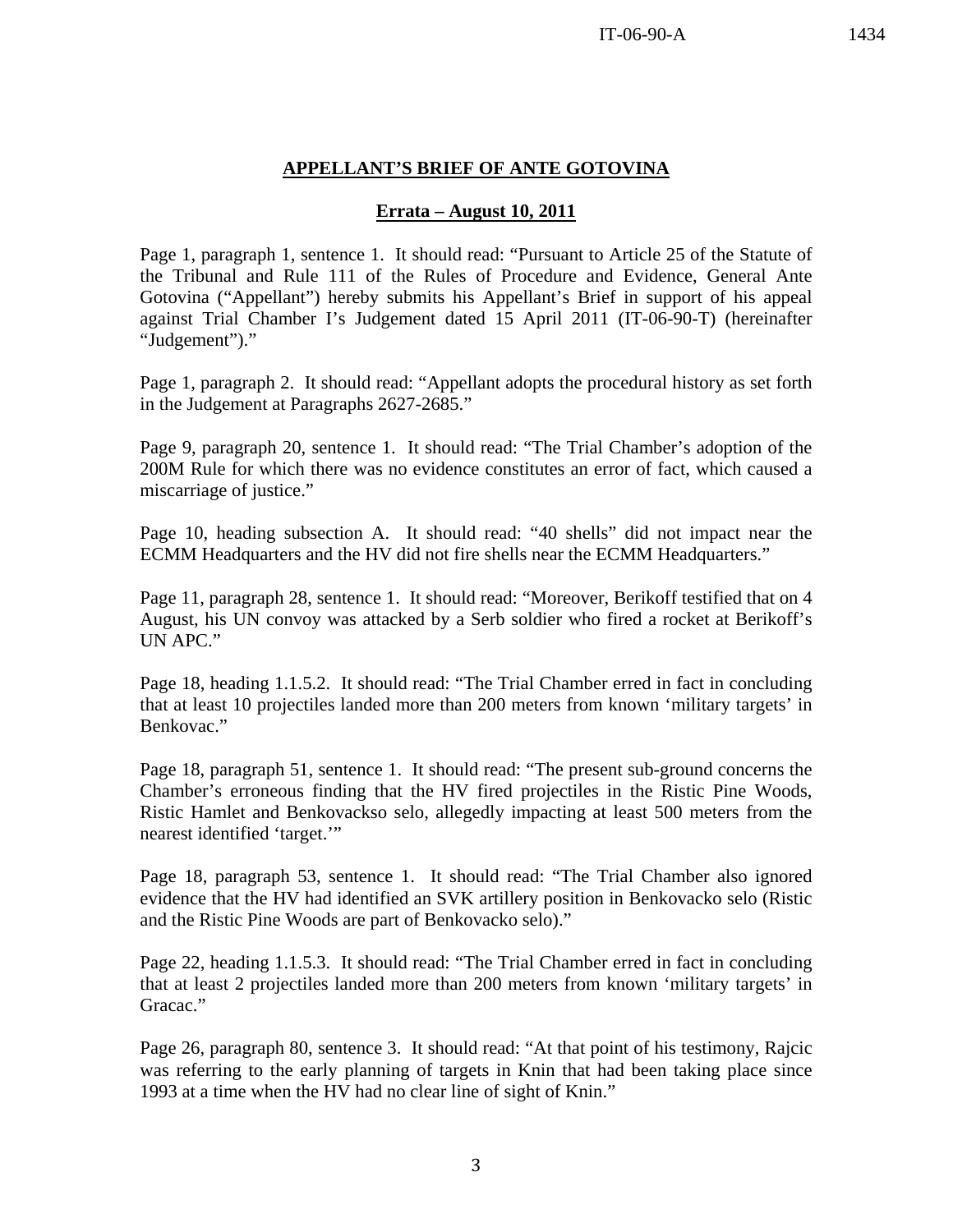**APPELLANT'S BRIEF OF ANTE GOTOVINA**

**Errata – August 10, 2011**

Page 1, paragraph 1, sentence 1. It should read: "Pursuant to Article 25 of the Statute of the Tribunal and Rule 111 of the Rules of Procedure and Evidence, General Ante Gotovina ("Appellant") hereby submits his Appellant's Brief in support of his appeal against Trial Chamber I's Judgement dated 15 April 2011 (IT-06-90-T) (hereinafter "Judgement")."

Page 1, paragraph 2. It should read: "Appellant adopts the procedural history as set forth in the Judgement at Paragraphs 2627-2685."

Page 9, paragraph 20, sentence 1. It should read: "The Trial Chamber's adoption of the 200M Rule for which there was no evidence constitutes an error of fact, which caused a miscarriage of justice."

Page 10, heading subsection A. It should read: "40 shells" did not impact near the ECMM Headquarters and the HV did not fire shells near the ECMM Headquarters."

Page 11, paragraph 28, sentence 1. It should read: "Moreover, Berikoff testified that on 4 August, his UN convoy was attacked by a Serb soldier who fired a rocket at Berikoff's UN APC."

Page 18, heading 1.1.5.2. It should read: "The Trial Chamber erred in fact in concluding that at least 10 projectiles landed more than 200 meters from known 'military targets' in Benkovac."

Page 18, paragraph 51, sentence 1. It should read: "The present sub-ground concerns the Chamber's erroneous finding that the HV fired projectiles in the Ristic Pine Woods, Ristic Hamlet and Benkovackso selo, allegedly impacting at least 500 meters from the nearest identified 'target.'"

Page 18, paragraph 53, sentence 1. It should read: "The Trial Chamber also ignored evidence that the HV had identified an SVK artillery position in Benkovacko selo (Ristic and the Ristic Pine Woods are part of Benkovacko selo)."

Page 22, heading 1.1.5.3. It should read: "The Trial Chamber erred in fact in concluding that at least 2 projectiles landed more than 200 meters from known 'military targets' in Gracac."

Page 26, paragraph 80, sentence 3. It should read: "At that point of his testimony, Rajcic was referring to the early planning of targets in Knin that had been taking place since 1993 at a time when the HV had no clear line of sight of Knin."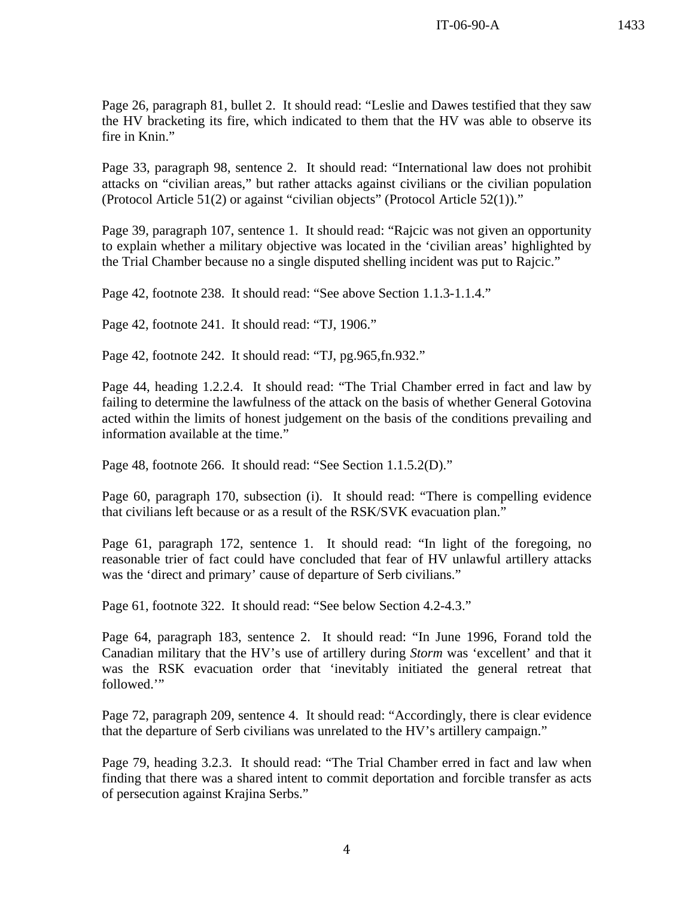Page 26, paragraph 81, bullet 2. It should read: "Leslie and Dawes testified that they saw the HV bracketing its fire, which indicated to them that the HV was able to observe its fire in Knin."

Page 33, paragraph 98, sentence 2. It should read: "International law does not prohibit attacks on "civilian areas," but rather attacks against civilians or the civilian population (Protocol Article 51(2) or against "civilian objects" (Protocol Article 52(1))."

Page 39, paragraph 107, sentence 1. It should read: "Rajcic was not given an opportunity to explain whether a military objective was located in the 'civilian areas' highlighted by the Trial Chamber because no a single disputed shelling incident was put to Rajcic."

Page 42, footnote 238. It should read: "See above Section 1.1.3-1.1.4."

Page 42, footnote 241. It should read: "TJ, 1906."

Page 42, footnote 242. It should read: "TJ, pg.965,fn.932."

Page 44, heading 1.2.2.4. It should read: "The Trial Chamber erred in fact and law by failing to determine the lawfulness of the attack on the basis of whether General Gotovina acted within the limits of honest judgement on the basis of the conditions prevailing and information available at the time."

Page 48, footnote 266. It should read: "See Section 1.1.5.2(D)."

Page 60, paragraph 170, subsection (i). It should read: "There is compelling evidence that civilians left because or as a result of the RSK/SVK evacuation plan."

Page 61, paragraph 172, sentence 1. It should read: "In light of the foregoing, no reasonable trier of fact could have concluded that fear of HV unlawful artillery attacks was the 'direct and primary' cause of departure of Serb civilians."

Page 61, footnote 322. It should read: "See below Section 4.2-4.3."

Page 64, paragraph 183, sentence 2. It should read: "In June 1996, Forand told the Canadian military that the HV's use of artillery during *Storm* was 'excellent' and that it was the RSK evacuation order that 'inevitably initiated the general retreat that followed.'"

Page 72, paragraph 209, sentence 4. It should read: "Accordingly, there is clear evidence that the departure of Serb civilians was unrelated to the HV's artillery campaign."

Page 79, heading 3.2.3. It should read: "The Trial Chamber erred in fact and law when finding that there was a shared intent to commit deportation and forcible transfer as acts of persecution against Krajina Serbs."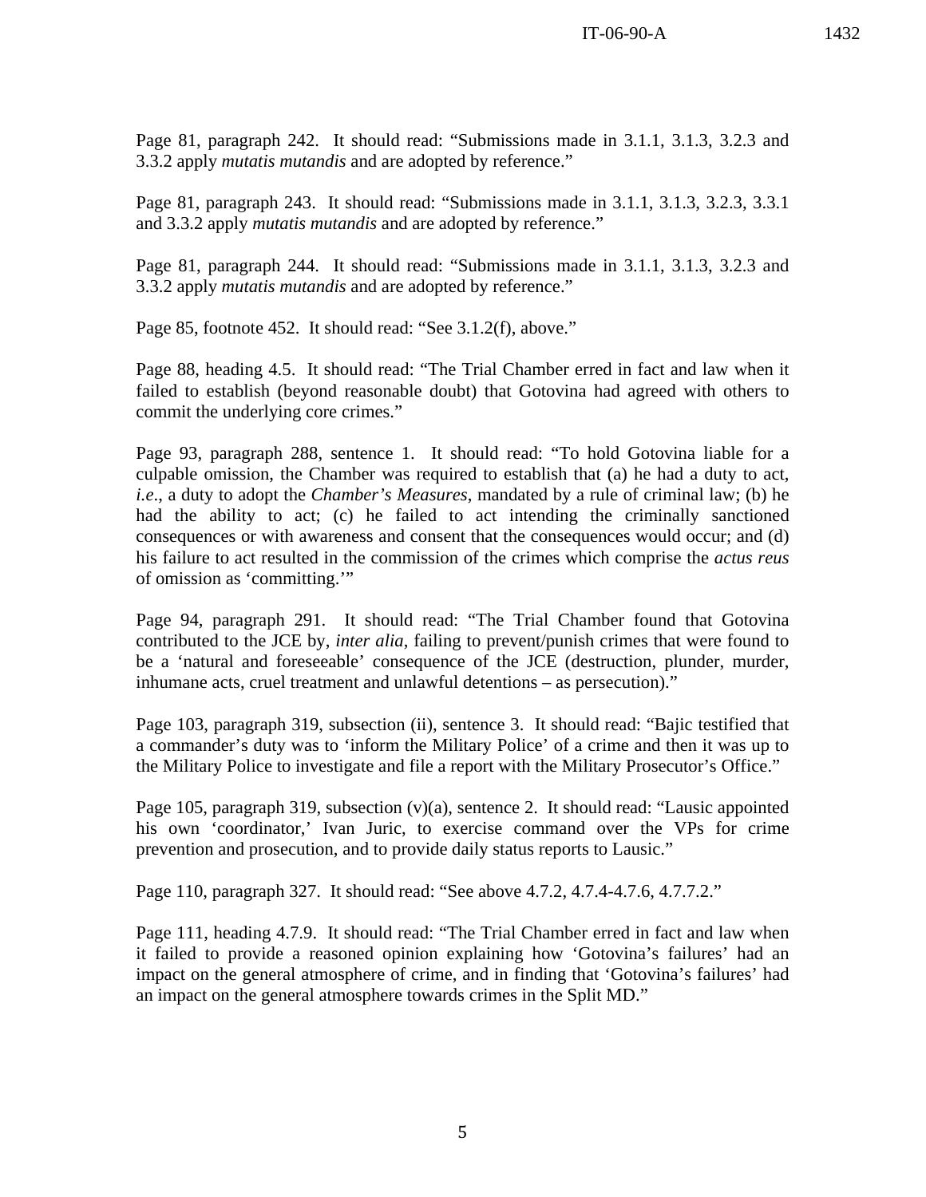Page 81, paragraph 242. It should read: "Submissions made in 3.1.1, 3.1.3, 3.2.3 and 3.3.2 apply *mutatis mutandis* and are adopted by reference."

Page 81, paragraph 243. It should read: "Submissions made in 3.1.1, 3.1.3, 3.2.3, 3.3.1 and 3.3.2 apply *mutatis mutandis* and are adopted by reference."

Page 81, paragraph 244. It should read: "Submissions made in 3.1.1, 3.1.3, 3.2.3 and 3.3.2 apply *mutatis mutandis* and are adopted by reference."

Page 85, footnote 452. It should read: "See 3.1.2(f), above."

Page 88, heading 4.5. It should read: "The Trial Chamber erred in fact and law when it failed to establish (beyond reasonable doubt) that Gotovina had agreed with others to commit the underlying core crimes."

Page 93, paragraph 288, sentence 1. It should read: "To hold Gotovina liable for a culpable omission, the Chamber was required to establish that (a) he had a duty to act, *i.e*., a duty to adopt the *Chamber's Measures*, mandated by a rule of criminal law; (b) he had the ability to act; (c) he failed to act intending the criminally sanctioned consequences or with awareness and consent that the consequences would occur; and (d) his failure to act resulted in the commission of the crimes which comprise the *actus reus* of omission as 'committing.'"

Page 94, paragraph 291. It should read: "The Trial Chamber found that Gotovina contributed to the JCE by, *inter alia*, failing to prevent/punish crimes that were found to be a 'natural and foreseeable' consequence of the JCE (destruction, plunder, murder, inhumane acts, cruel treatment and unlawful detentions – as persecution)."

Page 103, paragraph 319, subsection (ii), sentence 3. It should read: "Bajic testified that a commander's duty was to 'inform the Military Police' of a crime and then it was up to the Military Police to investigate and file a report with the Military Prosecutor's Office."

Page 105, paragraph 319, subsection (v)(a), sentence 2. It should read: "Lausic appointed his own 'coordinator,' Ivan Juric, to exercise command over the VPs for crime prevention and prosecution, and to provide daily status reports to Lausic."

Page 110, paragraph 327. It should read: "See above 4.7.2, 4.7.4-4.7.6, 4.7.7.2."

Page 111, heading 4.7.9. It should read: "The Trial Chamber erred in fact and law when it failed to provide a reasoned opinion explaining how 'Gotovina's failures' had an impact on the general atmosphere of crime, and in finding that 'Gotovina's failures' had an impact on the general atmosphere towards crimes in the Split MD."